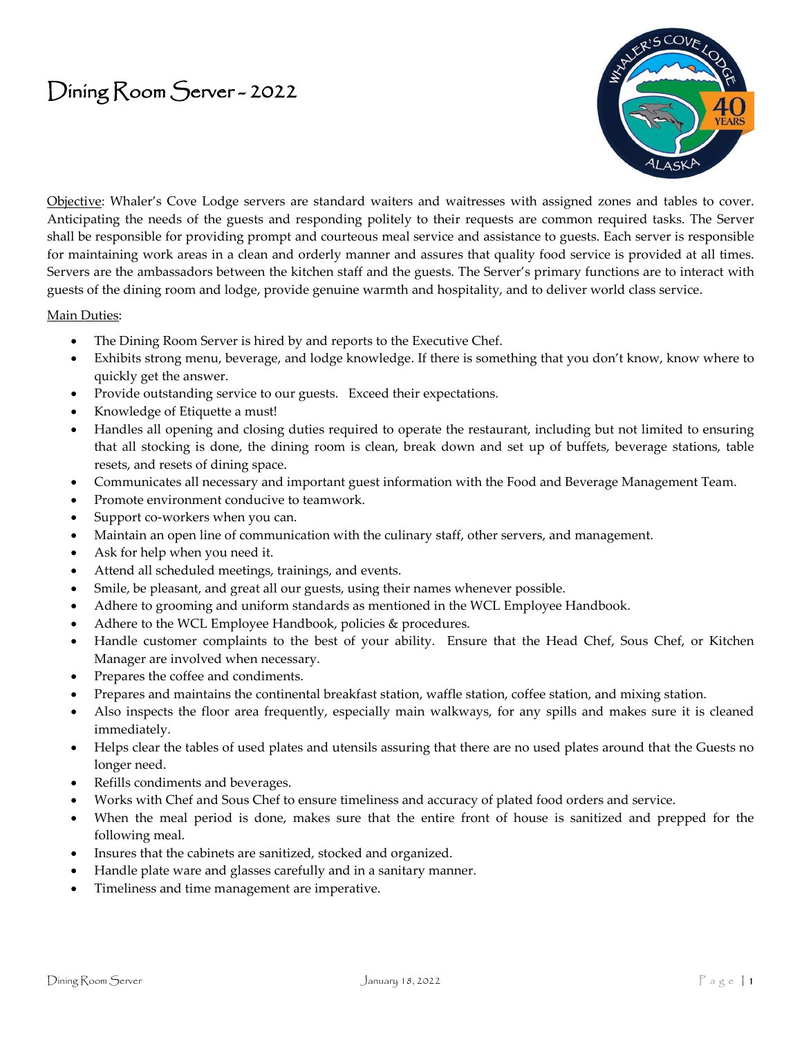# Dining Room Server - 2022

Objective: Whaler's Cove Lodge servers are standard waiters and waitresses with assigned zones and tables to cover. Anticipating the needs of the guests and responding politely to their requests are common required tasks. The Server shall be responsible for providing prompt and courteous meal service and assistance to guests. Each server is responsible for maintaining work areas in a clean and orderly manner and assures that quality food service is provided at all times. Servers are the ambassadors between the kitchen staff and the guests. The Server's primary functions are to interact with guests of the dining room and lodge, provide genuine warmth and hospitality, and to deliver world class service.

Main Duties:

- The Dining Room Server is hired by and reports to the Executive Chef.
- Exhibits strong menu, beverage, and lodge knowledge. If there is something that you don't know, know where to quickly get the answer.
- Provide outstanding service to our guests. Exceed their expectations.
- Knowledge of Etiquette a must!
- Handles all opening and closing duties required to operate the restaurant, including but not limited to ensuring that all stocking is done, the dining room is clean, break down and set up of buffets, beverage stations, table resets, and resets of dining space.
- Communicates all necessary and important guest information with the Food and Beverage Management Team.
- Promote environment conducive to teamwork.
- Support co-workers when you can.
- Maintain an open line of communication with the culinary staff, other servers, and management.
- Ask for help when you need it.
- Attend all scheduled meetings, trainings, and events.
- Smile, be pleasant, and great all our guests, using their names whenever possible.
- Adhere to grooming and uniform standards as mentioned in the WCL Employee Handbook.
- Adhere to the WCL Employee Handbook, policies & procedures.
- Handle customer complaints to the best of your ability. Ensure that the Head Chef, Sous Chef, or Kitchen Manager are involved when necessary.
- Prepares the coffee and condiments.
- Prepares and maintains the continental breakfast station, waffle station, coffee station, and mixing station.
- Also inspects the floor area frequently, especially main walkways, for any spills and makes sure it is cleaned immediately.
- Helps clear the tables of used plates and utensils assuring that there are no used plates around that the Guests no longer need.
- Refills condiments and beverages.
- Works with Chef and Sous Chef to ensure timeliness and accuracy of plated food orders and service.
- When the meal period is done, makes sure that the entire front of house is sanitized and prepped for the following meal.
- Insures that the cabinets are sanitized, stocked and organized.
- Handle plate ware and glasses carefully and in a sanitary manner.
- Timeliness and time management are imperative.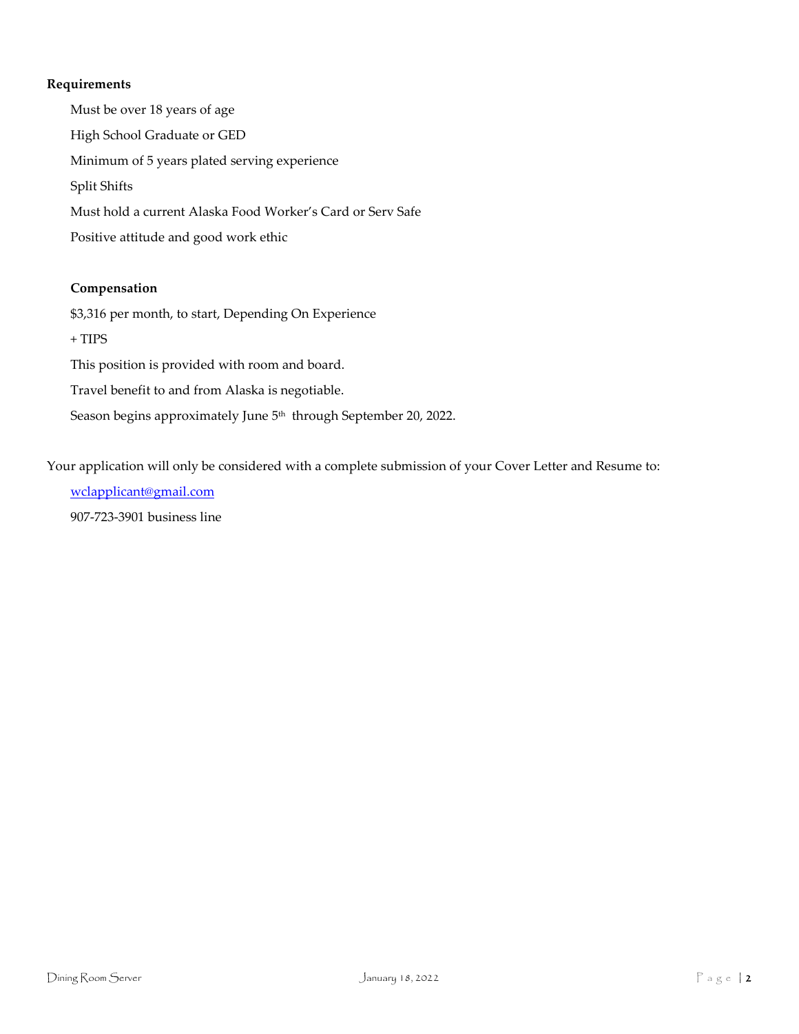**Requirements**

Must be over 18 years of age

High School Graduate or GED

Minimum of 5 years plated serving experience

Split Shifts

Must hold a current Alaska Food Worker's Card or Serv Safe

Positive attitude and good work ethic

**Compensation**

$3,316 per month, to start, Depending On Experience

+ TIPS

This position is provided with room and board.

Travel benefit to and from Alaska is negotiable.

Season begins approximately June 5th through September 20, 2022.

Your application will only be considered with a complete submission of your Cover Letter and Resume to:

[wclapplicant@gmail.com](mailto:wclapplicant@gmail.com)

907-723-3901 business line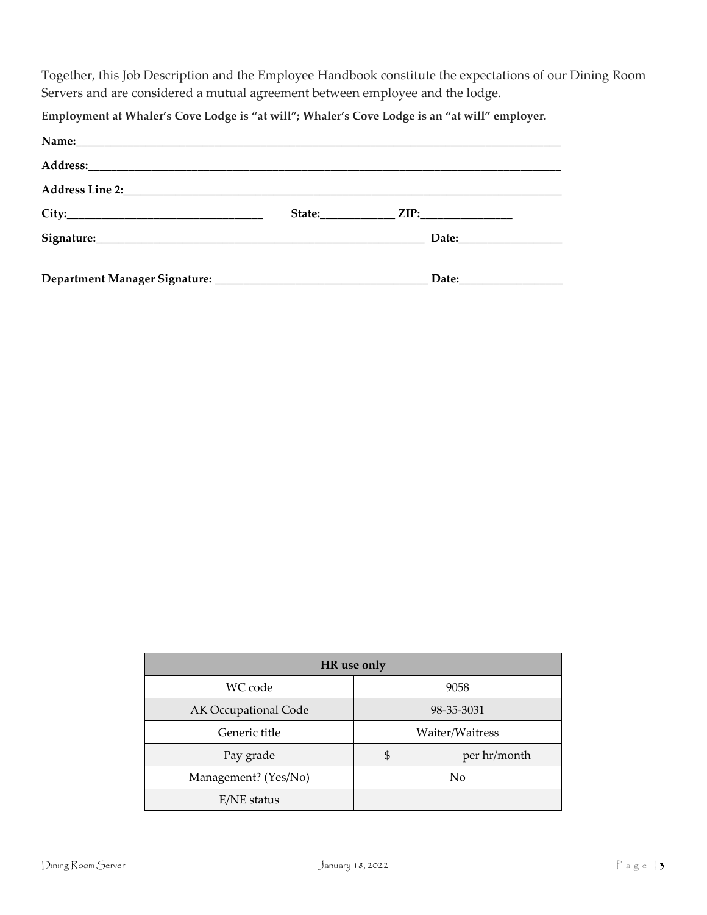Together, this Job Description and the Employee Handbook constitute the expectations of our Dining Room Servers and are considered a mutual agreement between employee and the lodge.

**Employment at Whaler's Cove Lodge is "at will"; Whaler's Cove Lodge is an "at will" employer.**

**Name:**_______________________________________________________________________________

**Address:**_____________________________________________________________________________

**Address Line 2:**________________________________________________________________________

**City:**_________________________________ **State:**____________ **ZIP:**_______________

**Signature:**__________________________________________________________ **Date:**_________________

**Department Manager Signature:** ____________________________________ **Date:**_________________

| HR use only | |
|---|---|
| WC code | 9058 |
| AK Occupational Code | 98-35-3031 |
| Generic title | Waiter/Waitress |
| Pay grade | $ per hr/month |
| Management? (Yes/No) | No |
| E/NE status | |